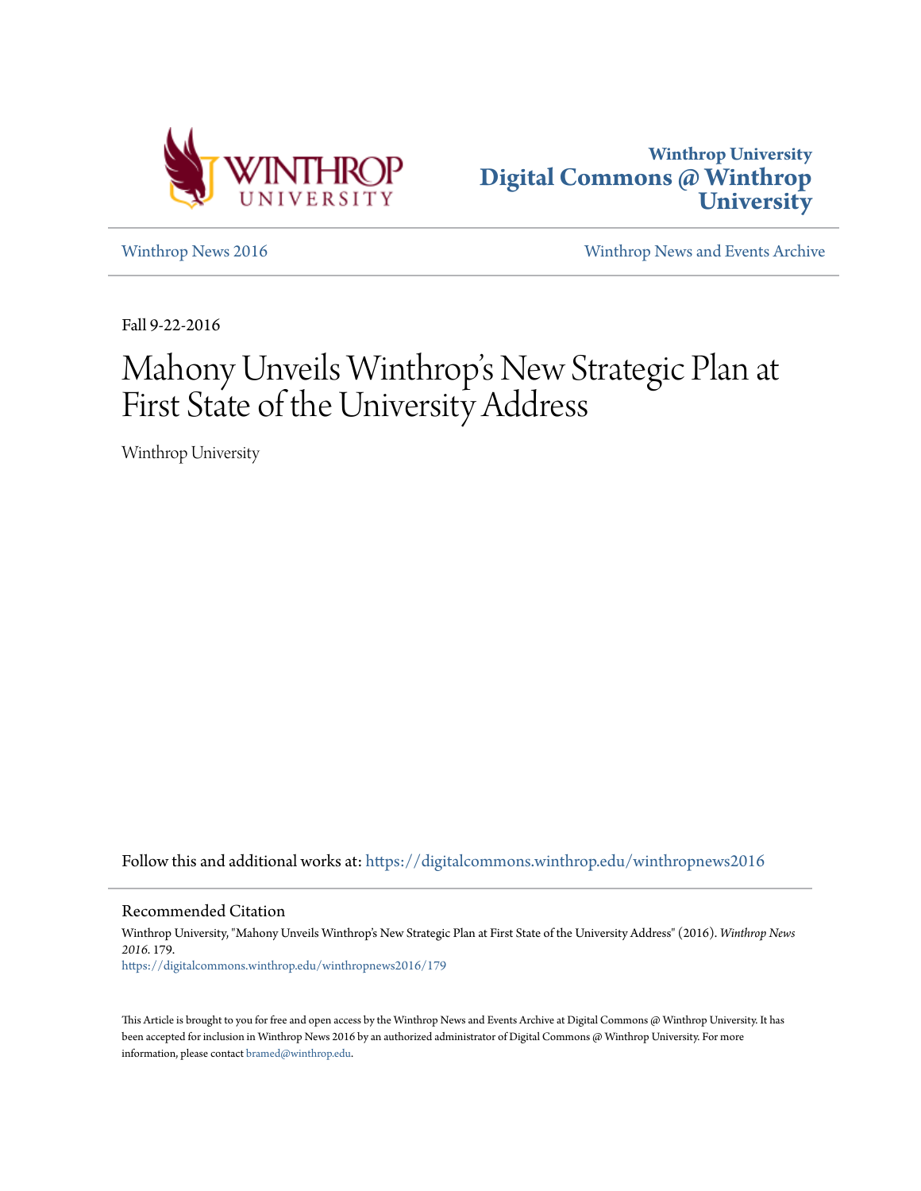Winthrop University
**Digital Commons @ Winthrop University**

Winthrop News 2016

Winthrop News and Events Archive

Fall 9-22-2016

# Mahony Unveils Winthrop's New Strategic Plan at First State of the University Address

Winthrop University

Follow this and additional works at: https://digitalcommons.winthrop.edu/winthropnews2016

## Recommended Citation

Winthrop University, "Mahony Unveils Winthrop's New Strategic Plan at First State of the University Address" (2016). *Winthrop News 2016*. 179.
https://digitalcommons.winthrop.edu/winthropnews2016/179

This Article is brought to you for free and open access by the Winthrop News and Events Archive at Digital Commons @ Winthrop University. It has been accepted for inclusion in Winthrop News 2016 by an authorized administrator of Digital Commons @ Winthrop University. For more information, please contact bramed@winthrop.edu.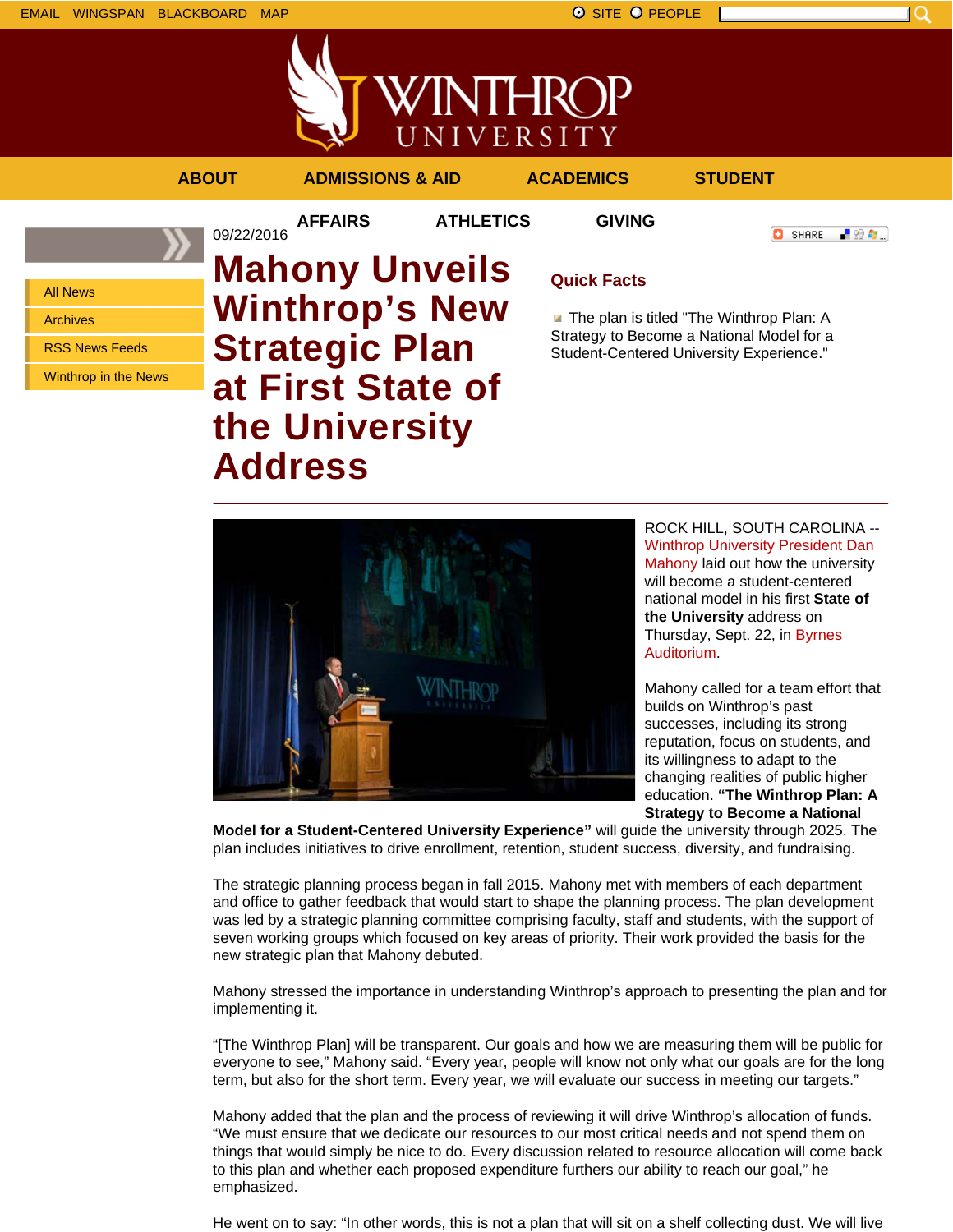EMAIL WINGSPAN BLACKBOARD MAP

SITE PEOPLE

ABOUT ADMISSIONS & AID ACADEMICS STUDENT AFFAIRS ATHLETICS GIVING

- All News
- Archives
- RSS News Feeds
- Winthrop in the News

09/22/2016

# Mahony Unveils Winthrop's New Strategic Plan at First State of the University Address

## Quick Facts

- The plan is titled "The Winthrop Plan: A Strategy to Become a National Model for a Student-Centered University Experience."

ROCK HILL, SOUTH CAROLINA -- Winthrop University President Dan Mahony laid out how the university will become a student-centered national model in his first **State of the University** address on Thursday, Sept. 22, in Byrnes Auditorium.

Mahony called for a team effort that builds on Winthrop's past successes, including its strong reputation, focus on students, and its willingness to adapt to the changing realities of public higher education. **"The Winthrop Plan: A Strategy to Become a National Model for a Student-Centered University Experience"** will guide the university through 2025. The plan includes initiatives to drive enrollment, retention, student success, diversity, and fundraising.

The strategic planning process began in fall 2015. Mahony met with members of each department and office to gather feedback that would start to shape the planning process. The plan development was led by a strategic planning committee comprising faculty, staff and students, with the support of seven working groups which focused on key areas of priority. Their work provided the basis for the new strategic plan that Mahony debuted.

Mahony stressed the importance in understanding Winthrop's approach to presenting the plan and for implementing it.

"[The Winthrop Plan] will be transparent. Our goals and how we are measuring them will be public for everyone to see," Mahony said. "Every year, people will know not only what our goals are for the long term, but also for the short term. Every year, we will evaluate our success in meeting our targets."

Mahony added that the plan and the process of reviewing it will drive Winthrop's allocation of funds. "We must ensure that we dedicate our resources to our most critical needs and not spend them on things that would simply be nice to do. Every discussion related to resource allocation will come back to this plan and whether each proposed expenditure furthers our ability to reach our goal," he emphasized.

He went on to say: "In other words, this is not a plan that will sit on a shelf collecting dust. We will live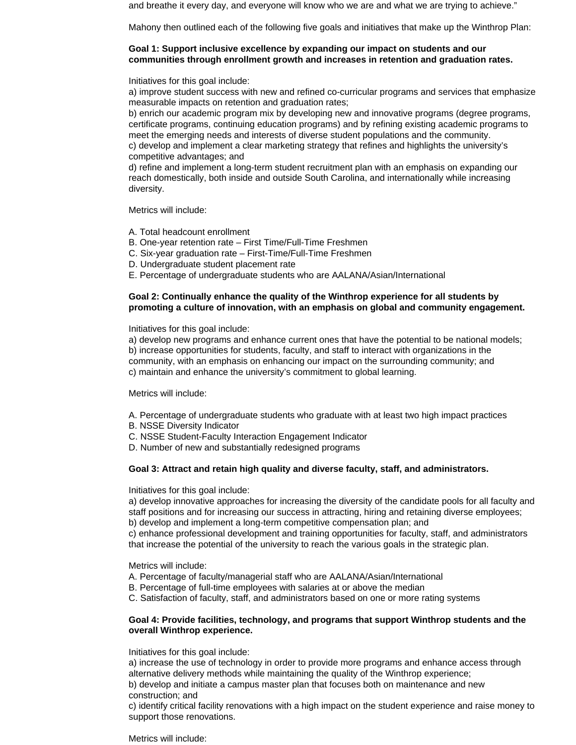and breathe it every day, and everyone will know who we are and what we are trying to achieve."

Mahony then outlined each of the following five goals and initiatives that make up the Winthrop Plan:

**Goal 1: Support inclusive excellence by expanding our impact on students and our communities through enrollment growth and increases in retention and graduation rates.**

Initiatives for this goal include:
a) improve student success with new and refined co-curricular programs and services that emphasize measurable impacts on retention and graduation rates;
b) enrich our academic program mix by developing new and innovative programs (degree programs, certificate programs, continuing education programs) and by refining existing academic programs to meet the emerging needs and interests of diverse student populations and the community.
c) develop and implement a clear marketing strategy that refines and highlights the university's competitive advantages; and
d) refine and implement a long-term student recruitment plan with an emphasis on expanding our reach domestically, both inside and outside South Carolina, and internationally while increasing diversity.

Metrics will include:

A. Total headcount enrollment
B. One-year retention rate – First Time/Full-Time Freshmen
C. Six-year graduation rate – First-Time/Full-Time Freshmen
D. Undergraduate student placement rate
E. Percentage of undergraduate students who are AALANA/Asian/International

**Goal 2: Continually enhance the quality of the Winthrop experience for all students by promoting a culture of innovation, with an emphasis on global and community engagement.**

Initiatives for this goal include:
a) develop new programs and enhance current ones that have the potential to be national models;
b) increase opportunities for students, faculty, and staff to interact with organizations in the community, with an emphasis on enhancing our impact on the surrounding community; and
c) maintain and enhance the university's commitment to global learning.

Metrics will include:

A. Percentage of undergraduate students who graduate with at least two high impact practices
B. NSSE Diversity Indicator
C. NSSE Student-Faculty Interaction Engagement Indicator
D. Number of new and substantially redesigned programs

**Goal 3: Attract and retain high quality and diverse faculty, staff, and administrators.**

Initiatives for this goal include:
a) develop innovative approaches for increasing the diversity of the candidate pools for all faculty and staff positions and for increasing our success in attracting, hiring and retaining diverse employees;
b) develop and implement a long-term competitive compensation plan; and
c) enhance professional development and training opportunities for faculty, staff, and administrators that increase the potential of the university to reach the various goals in the strategic plan.

Metrics will include:
A. Percentage of faculty/managerial staff who are AALANA/Asian/International
B. Percentage of full-time employees with salaries at or above the median
C. Satisfaction of faculty, staff, and administrators based on one or more rating systems

**Goal 4: Provide facilities, technology, and programs that support Winthrop students and the overall Winthrop experience.**

Initiatives for this goal include:
a) increase the use of technology in order to provide more programs and enhance access through alternative delivery methods while maintaining the quality of the Winthrop experience;
b) develop and initiate a campus master plan that focuses both on maintenance and new construction; and
c) identify critical facility renovations with a high impact on the student experience and raise money to support those renovations.

Metrics will include: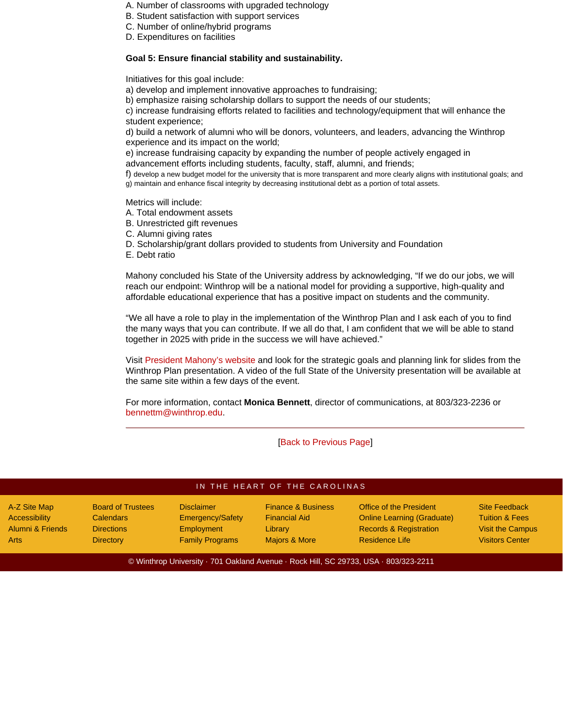A. Number of classrooms with upgraded technology
B. Student satisfaction with support services
C. Number of online/hybrid programs
D. Expenditures on facilities

**Goal 5: Ensure financial stability and sustainability.**

Initiatives for this goal include:
a) develop and implement innovative approaches to fundraising;
b) emphasize raising scholarship dollars to support the needs of our students;
c) increase fundraising efforts related to facilities and technology/equipment that will enhance the student experience;
d) build a network of alumni who will be donors, volunteers, and leaders, advancing the Winthrop experience and its impact on the world;
e) increase fundraising capacity by expanding the number of people actively engaged in advancement efforts including students, faculty, staff, alumni, and friends;
f) develop a new budget model for the university that is more transparent and more clearly aligns with institutional goals; and
g) maintain and enhance fiscal integrity by decreasing institutional debt as a portion of total assets.

Metrics will include:
A. Total endowment assets
B. Unrestricted gift revenues
C. Alumni giving rates
D. Scholarship/grant dollars provided to students from University and Foundation
E. Debt ratio

Mahony concluded his State of the University address by acknowledging, "If we do our jobs, we will reach our endpoint: Winthrop will be a national model for providing a supportive, high-quality and affordable educational experience that has a positive impact on students and the community.

"We all have a role to play in the implementation of the Winthrop Plan and I ask each of you to find the many ways that you can contribute. If we all do that, I am confident that we will be able to stand together in 2025 with pride in the success we will have achieved."

Visit President Mahony's website and look for the strategic goals and planning link for slides from the Winthrop Plan presentation. A video of the full State of the University presentation will be available at the same site within a few days of the event.

For more information, contact **Monica Bennett**, director of communications, at 803/323-2236 or bennettm@winthrop.edu.

---

[Back to Previous Page]

IN THE HEART OF THE CAROLINAS

A-Z Site Map
Accessibility
Alumni & Friends
Arts
Board of Trustees
Calendars
Directions
Directory
Disclaimer
Emergency/Safety
Employment
Family Programs
Finance & Business
Financial Aid
Library
Majors & More
Office of the President
Online Learning (Graduate)
Records & Registration
Residence Life
Site Feedback
Tuition & Fees
Visit the Campus
Visitors Center

© Winthrop University · 701 Oakland Avenue · Rock Hill, SC 29733, USA · 803/323-2211